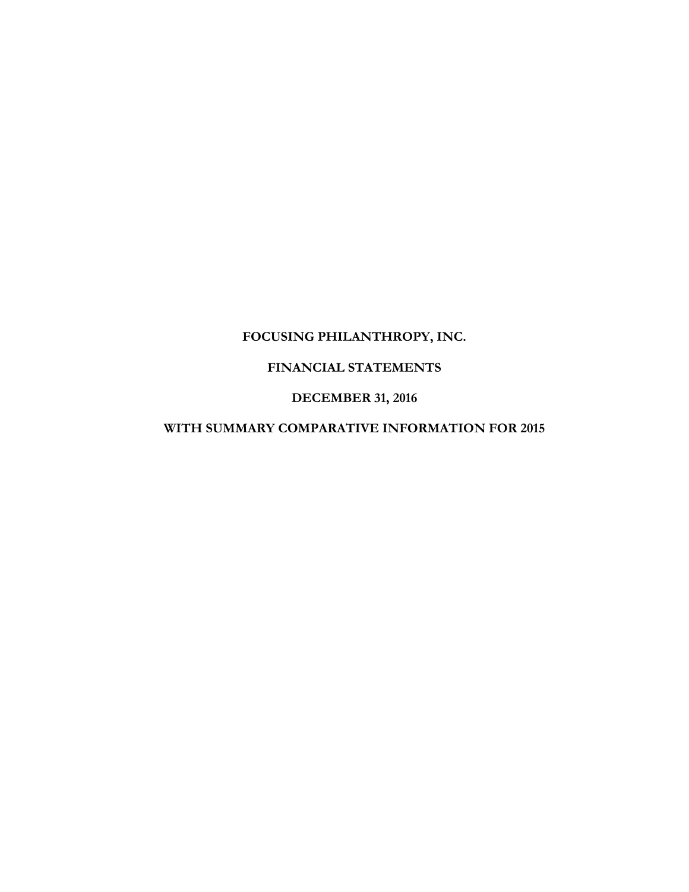# FOCUSING PHILANTHROPY, INC.

## FINANCIAL STATEMENTS

## DECEMBER 31, 2016

## WITH SUMMARY COMPARATIVE INFORMATION FOR 2015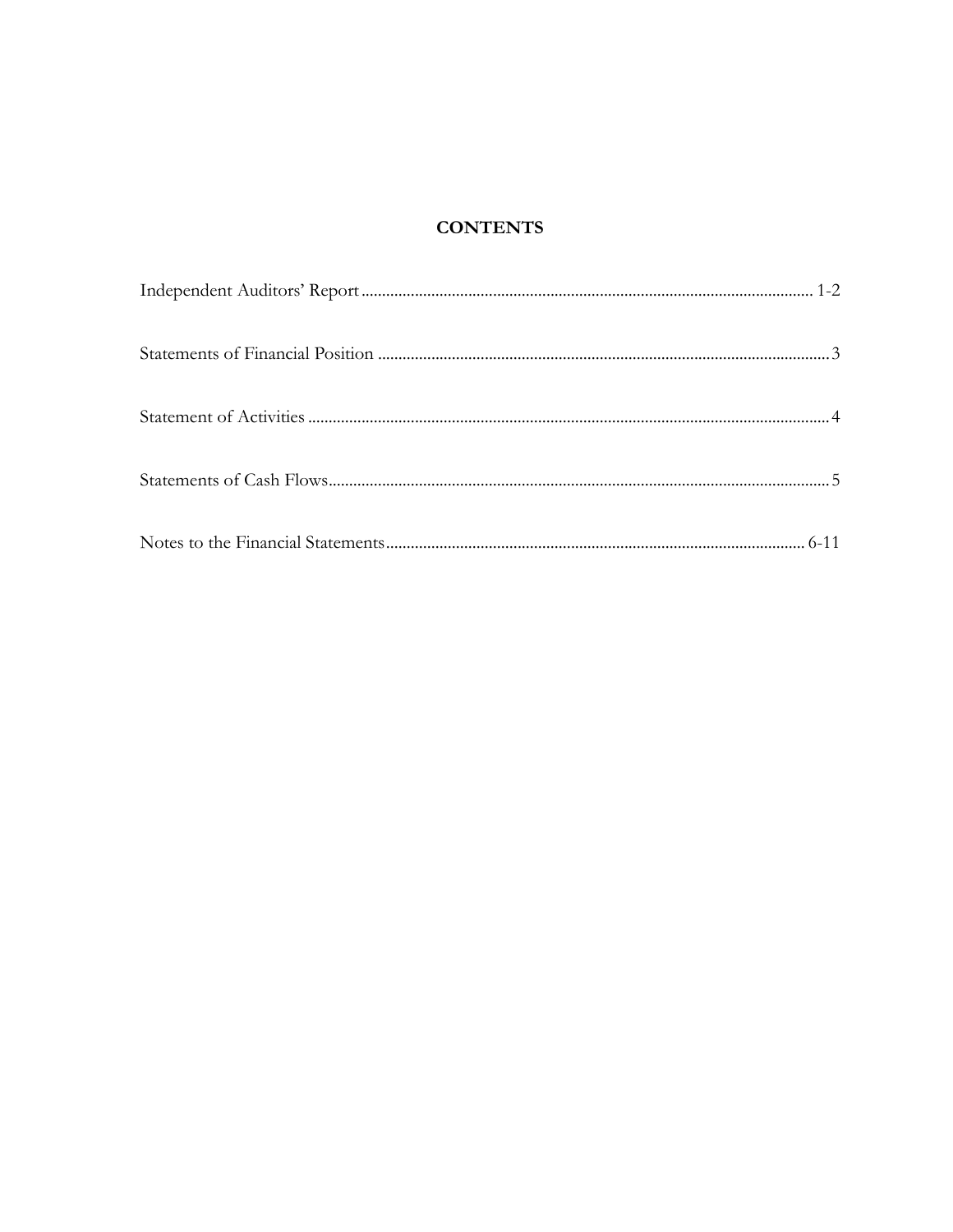# CONTENTS

| | |
|---|---|
| Independent Auditors' Report | 1-2 |
| Statements of Financial Position | 3 |
| Statement of Activities | 4 |
| Statements of Cash Flows | 5 |
| Notes to the Financial Statements | 6-11 |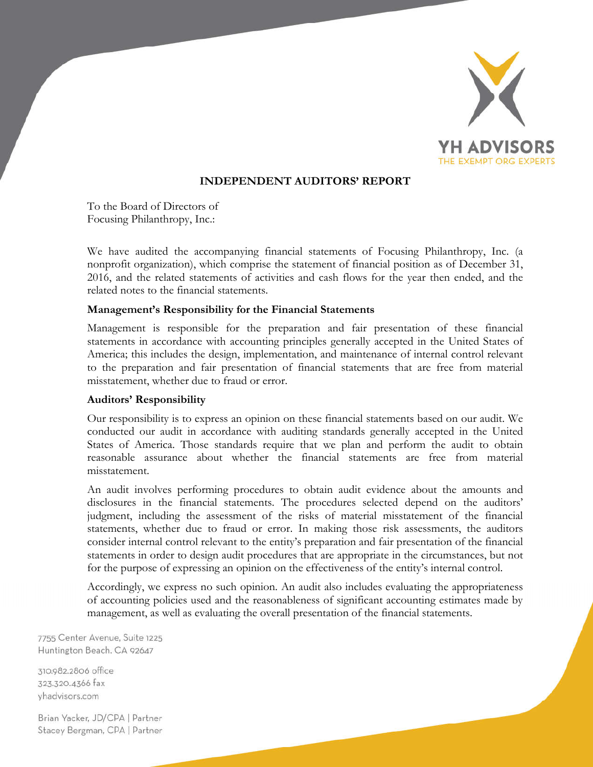YH ADVISORS
THE EXEMPT ORG EXPERTS

# INDEPENDENT AUDITORS' REPORT

To the Board of Directors of
Focusing Philanthropy, Inc.:

We have audited the accompanying financial statements of Focusing Philanthropy, Inc. (a nonprofit organization), which comprise the statement of financial position as of December 31, 2016, and the related statements of activities and cash flows for the year then ended, and the related notes to the financial statements.

**Management's Responsibility for the Financial Statements**

Management is responsible for the preparation and fair presentation of these financial statements in accordance with accounting principles generally accepted in the United States of America; this includes the design, implementation, and maintenance of internal control relevant to the preparation and fair presentation of financial statements that are free from material misstatement, whether due to fraud or error.

**Auditors' Responsibility**

Our responsibility is to express an opinion on these financial statements based on our audit. We conducted our audit in accordance with auditing standards generally accepted in the United States of America. Those standards require that we plan and perform the audit to obtain reasonable assurance about whether the financial statements are free from material misstatement.

An audit involves performing procedures to obtain audit evidence about the amounts and disclosures in the financial statements. The procedures selected depend on the auditors' judgment, including the assessment of the risks of material misstatement of the financial statements, whether due to fraud or error. In making those risk assessments, the auditors consider internal control relevant to the entity's preparation and fair presentation of the financial statements in order to design audit procedures that are appropriate in the circumstances, but not for the purpose of expressing an opinion on the effectiveness of the entity's internal control.

Accordingly, we express no such opinion. An audit also includes evaluating the appropriateness of accounting policies used and the reasonableness of significant accounting estimates made by management, as well as evaluating the overall presentation of the financial statements.

7755 Center Avenue, Suite 1225
Huntington Beach, CA 92647

310.982.2806 office
323.320.4366 fax
yhadvisors.com

Brian Yacker, JD/CPA | Partner
Stacey Bergman, CPA | Partner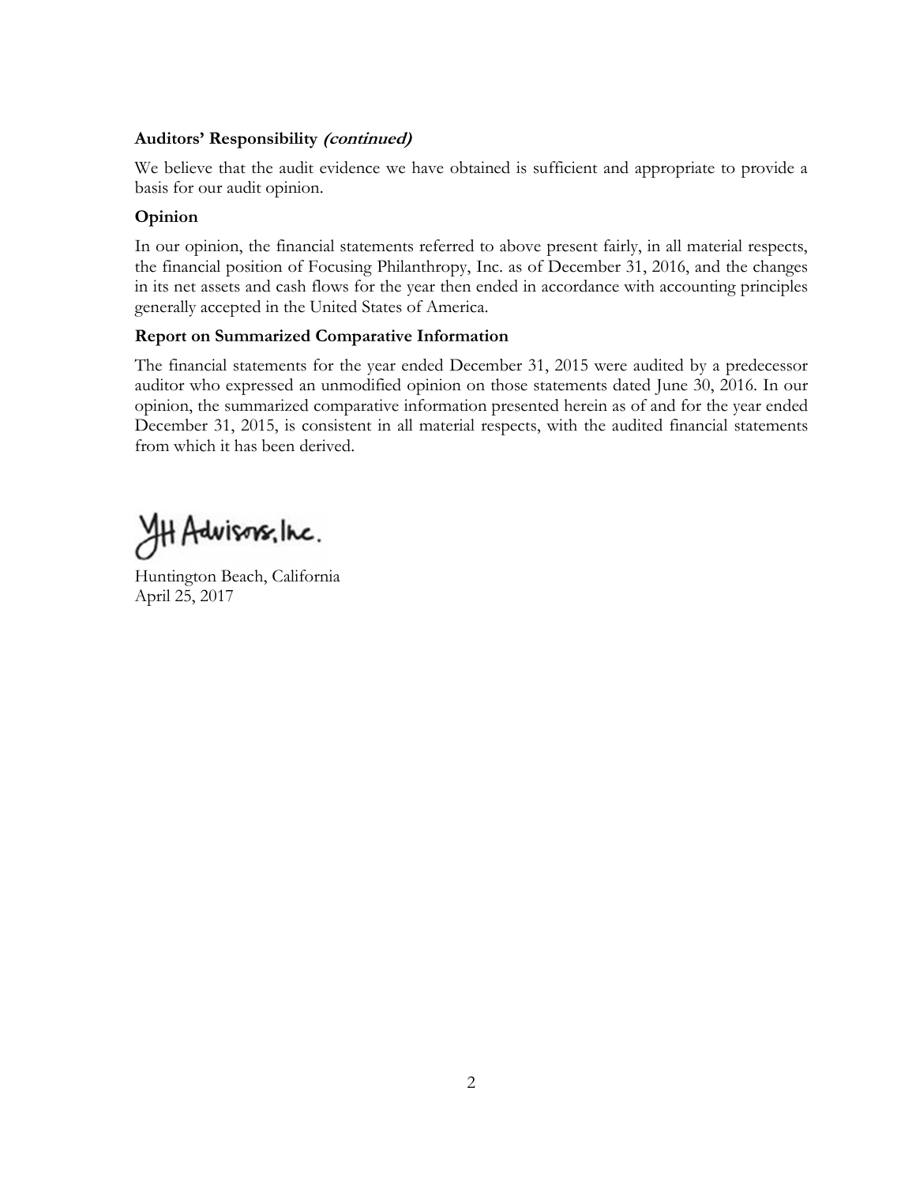**Auditors' Responsibility *(continued)***

We believe that the audit evidence we have obtained is sufficient and appropriate to provide a basis for our audit opinion.

**Opinion**

In our opinion, the financial statements referred to above present fairly, in all material respects, the financial position of Focusing Philanthropy, Inc. as of December 31, 2016, and the changes in its net assets and cash flows for the year then ended in accordance with accounting principles generally accepted in the United States of America.

**Report on Summarized Comparative Information**

The financial statements for the year ended December 31, 2015 were audited by a predecessor auditor who expressed an unmodified opinion on those statements dated June 30, 2016. In our opinion, the summarized comparative information presented herein as of and for the year ended December 31, 2015, is consistent in all material respects, with the audited financial statements from which it has been derived.

YH Advisors, Inc.

Huntington Beach, California
April 25, 2017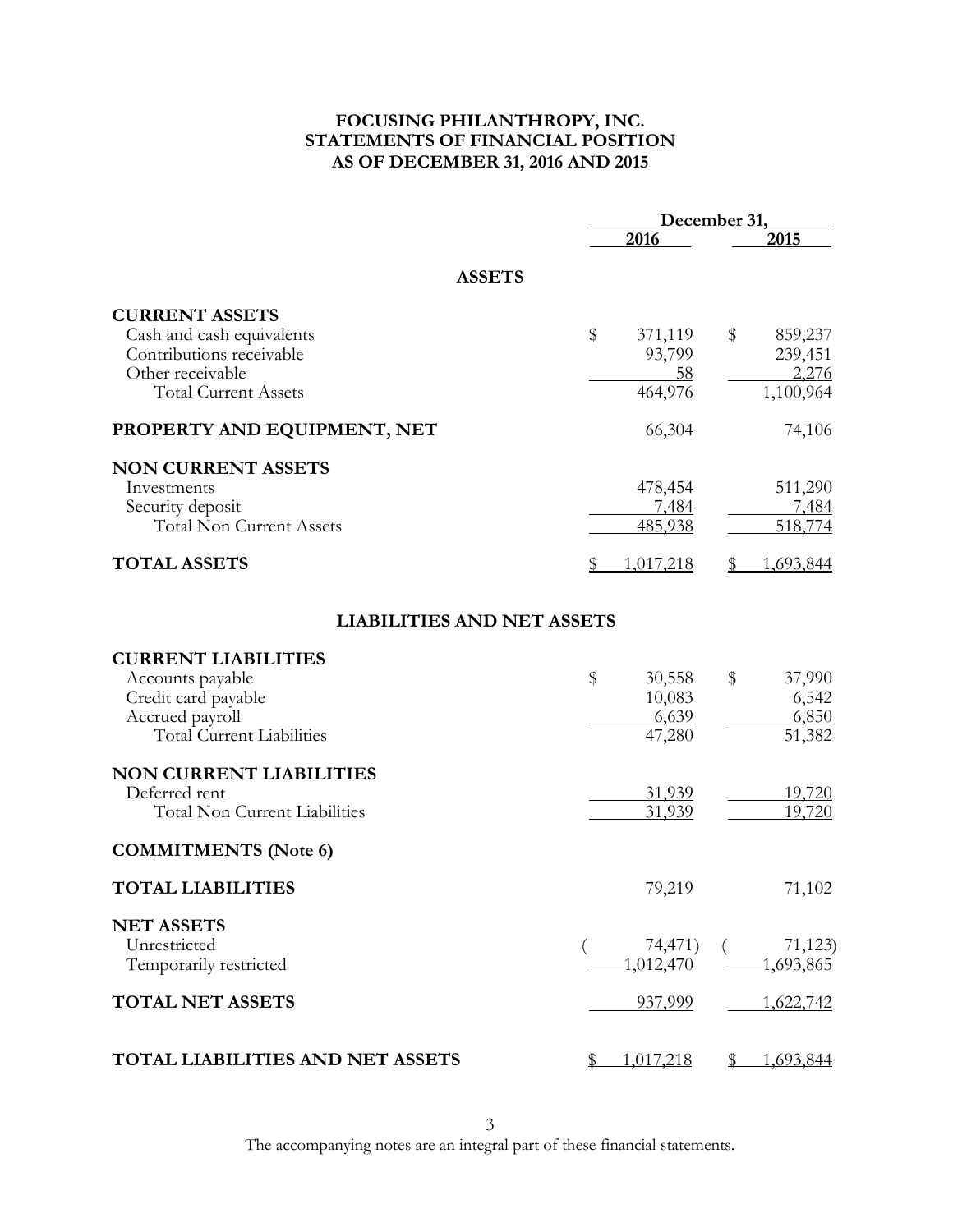# FOCUSING PHILANTHROPY, INC.
# STATEMENTS OF FINANCIAL POSITION
# AS OF DECEMBER 31, 2016 AND 2015

| | December 31, 2016 | December 31, 2015 |
|---|---|---|
| **ASSETS** | | |
| **CURRENT ASSETS** | | |
| Cash and cash equivalents | $ 371,119 | $ 859,237 |
| Contributions receivable | 93,799 | 239,451 |
| Other receivable | 58 | 2,276 |
| Total Current Assets | 464,976 | 1,100,964 |
| **PROPERTY AND EQUIPMENT, NET** | 66,304 | 74,106 |
| **NON CURRENT ASSETS** | | |
| Investments | 478,454 | 511,290 |
| Security deposit | 7,484 | 7,484 |
| Total Non Current Assets | 485,938 | 518,774 |
| **TOTAL ASSETS** | $ 1,017,218 | $ 1,693,844 |
| **LIABILITIES AND NET ASSETS** | | |
| **CURRENT LIABILITIES** | | |
| Accounts payable | $ 30,558 | $ 37,990 |
| Credit card payable | 10,083 | 6,542 |
| Accrued payroll | 6,639 | 6,850 |
| Total Current Liabilities | 47,280 | 51,382 |
| **NON CURRENT LIABILITIES** | | |
| Deferred rent | 31,939 | 19,720 |
| Total Non Current Liabilities | 31,939 | 19,720 |
| **COMMITMENTS (Note 6)** | | |
| **TOTAL LIABILITIES** | 79,219 | 71,102 |
| **NET ASSETS** | | |
| Unrestricted | ( 74,471) | ( 71,123) |
| Temporarily restricted | 1,012,470 | 1,693,865 |
| **TOTAL NET ASSETS** | 937,999 | 1,622,742 |
| **TOTAL LIABILITIES AND NET ASSETS** | $ 1,017,218 | $ 1,693,844 |

The accompanying notes are an integral part of these financial statements.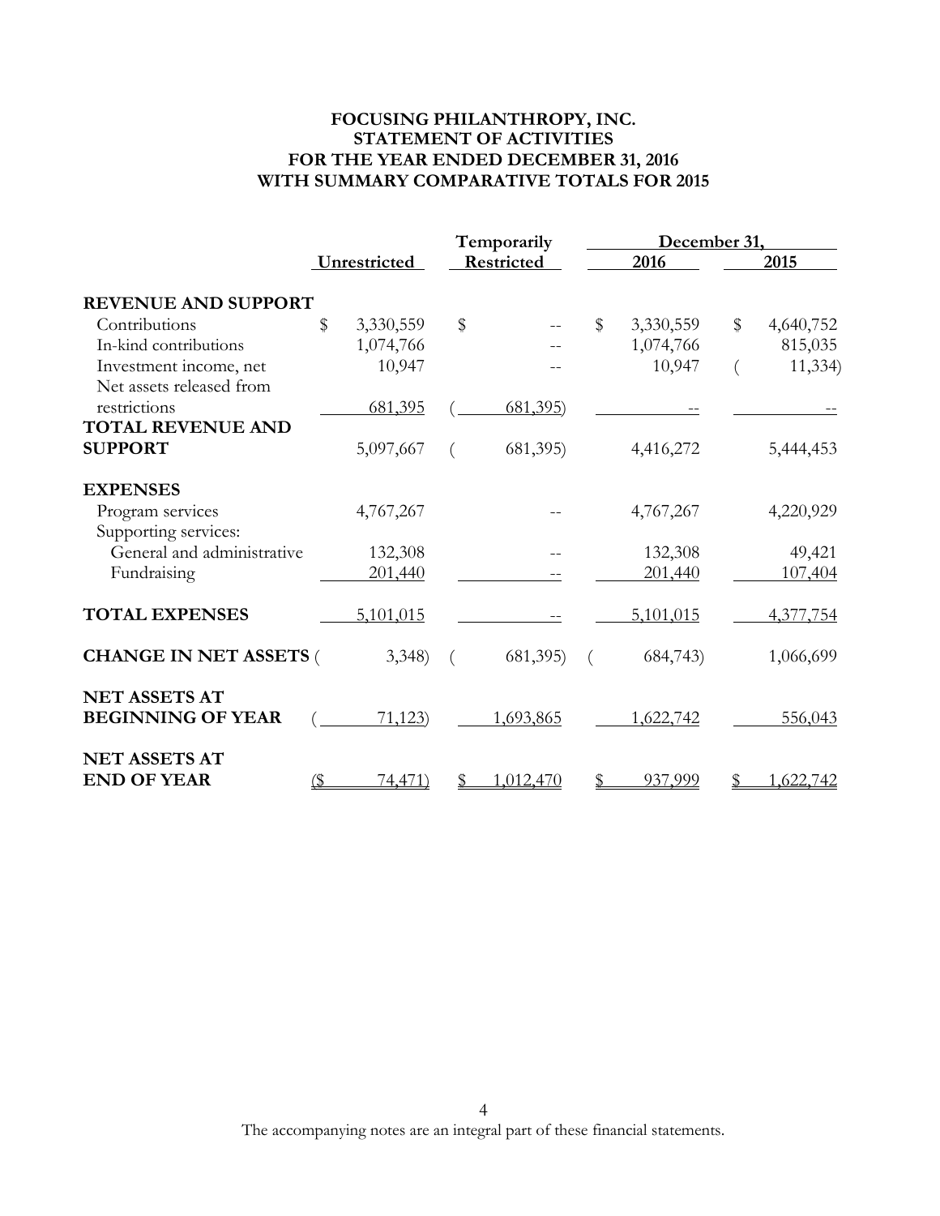# FOCUSING PHILANTHROPY, INC.
## STATEMENT OF ACTIVITIES
## FOR THE YEAR ENDED DECEMBER 31, 2016
## WITH SUMMARY COMPARATIVE TOTALS FOR 2015

| | Unrestricted | Temporarily Restricted | December 31, 2016 | December 31, 2015 |
|---|---|---|---|---|
| **REVENUE AND SUPPORT** | | | | |
| Contributions | $ 3,330,559 | $ -- | $ 3,330,559 | $ 4,640,752 |
| In-kind contributions | 1,074,766 | -- | 1,074,766 | 815,035 |
| Investment income, net | 10,947 | -- | 10,947 | (11,334) |
| Net assets released from restrictions | 681,395 | (681,395) | -- | -- |
| **TOTAL REVENUE AND SUPPORT** | 5,097,667 | (681,395) | 4,416,272 | 5,444,453 |
| **EXPENSES** | | | | |
| Program services | 4,767,267 | -- | 4,767,267 | 4,220,929 |
| Supporting services: | | | | |
| General and administrative | 132,308 | -- | 132,308 | 49,421 |
| Fundraising | 201,440 | -- | 201,440 | 107,404 |
| **TOTAL EXPENSES** | 5,101,015 | -- | 5,101,015 | 4,377,754 |
| **CHANGE IN NET ASSETS** | (3,348) | (681,395) | (684,743) | 1,066,699 |
| **NET ASSETS AT BEGINNING OF YEAR** | (71,123) | 1,693,865 | 1,622,742 | 556,043 |
| **NET ASSETS AT END OF YEAR** | ($ 74,471) | $ 1,012,470 | $ 937,999 | $ 1,622,742 |

The accompanying notes are an integral part of these financial statements.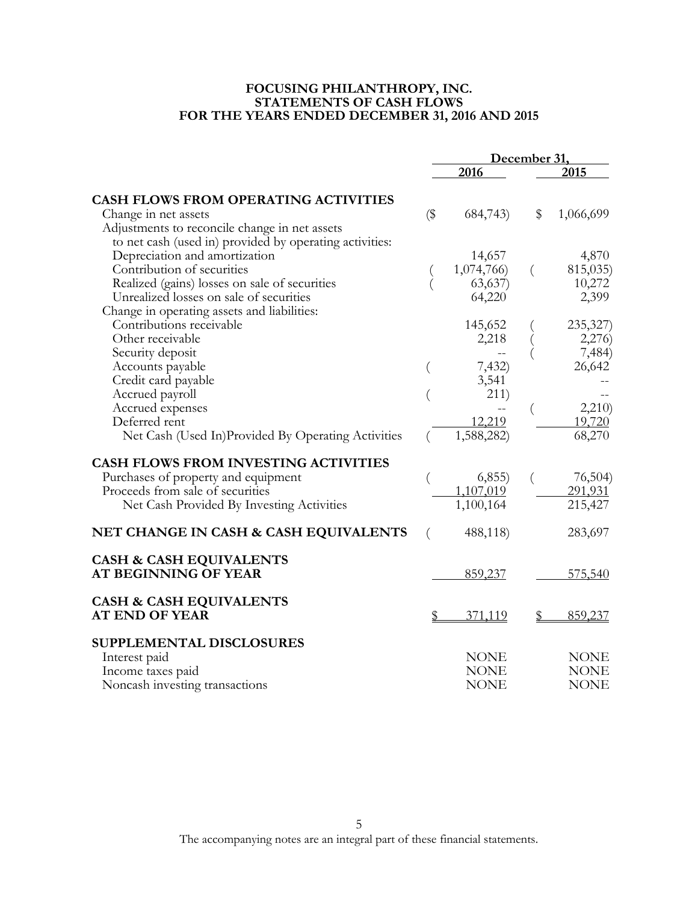# FOCUSING PHILANTHROPY, INC.
## STATEMENTS OF CASH FLOWS
## FOR THE YEARS ENDED DECEMBER 31, 2016 AND 2015

| | December 31, | |
|---|---|---|
| | 2016 | 2015 |
| **CASH FLOWS FROM OPERATING ACTIVITIES** | | |
| Change in net assets | ($ 684,743) | $ 1,066,699 |
| Adjustments to reconcile change in net assets to net cash (used in) provided by operating activities: | | |
| Depreciation and amortization | 14,657 | 4,870 |
| Contribution of securities | ( 1,074,766) | ( 815,035) |
| Realized (gains) losses on sale of securities | ( 63,637) | 10,272 |
| Unrealized losses on sale of securities | 64,220 | 2,399 |
| Change in operating assets and liabilities: | | |
| Contributions receivable | 145,652 | ( 235,327) |
| Other receivable | 2,218 | ( 2,276) |
| Security deposit | -- | ( 7,484) |
| Accounts payable | ( 7,432) | 26,642 |
| Credit card payable | 3,541 | -- |
| Accrued payroll | ( 211) | -- |
| Accrued expenses | -- | ( 2,210) |
| Deferred rent | 12,219 | 19,720 |
| Net Cash (Used In)Provided By Operating Activities | ( 1,588,282) | 68,270 |
| **CASH FLOWS FROM INVESTING ACTIVITIES** | | |
| Purchases of property and equipment | ( 6,855) | ( 76,504) |
| Proceeds from sale of securities | 1,107,019 | 291,931 |
| Net Cash Provided By Investing Activities | 1,100,164 | 215,427 |
| **NET CHANGE IN CASH & CASH EQUIVALENTS** | ( 488,118) | 283,697 |
| **CASH & CASH EQUIVALENTS AT BEGINNING OF YEAR** | 859,237 | 575,540 |
| **CASH & CASH EQUIVALENTS AT END OF YEAR** | $ 371,119 | $ 859,237 |
| **SUPPLEMENTAL DISCLOSURES** | | |
| Interest paid | NONE | NONE |
| Income taxes paid | NONE | NONE |
| Noncash investing transactions | NONE | NONE |

The accompanying notes are an integral part of these financial statements.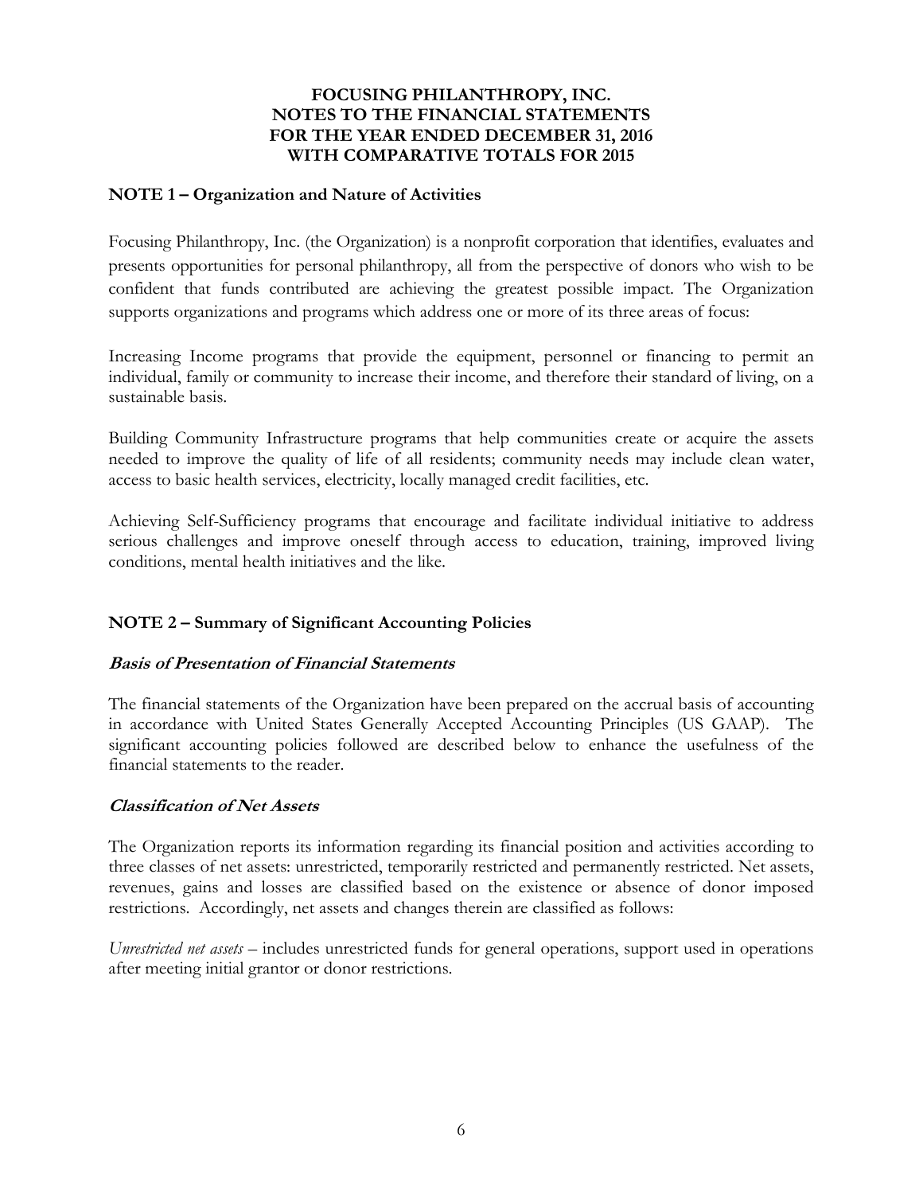# FOCUSING PHILANTHROPY, INC.
# NOTES TO THE FINANCIAL STATEMENTS
# FOR THE YEAR ENDED DECEMBER 31, 2016
# WITH COMPARATIVE TOTALS FOR 2015

## NOTE 1 – Organization and Nature of Activities

Focusing Philanthropy, Inc. (the Organization) is a nonprofit corporation that identifies, evaluates and presents opportunities for personal philanthropy, all from the perspective of donors who wish to be confident that funds contributed are achieving the greatest possible impact. The Organization supports organizations and programs which address one or more of its three areas of focus:

Increasing Income programs that provide the equipment, personnel or financing to permit an individual, family or community to increase their income, and therefore their standard of living, on a sustainable basis.

Building Community Infrastructure programs that help communities create or acquire the assets needed to improve the quality of life of all residents; community needs may include clean water, access to basic health services, electricity, locally managed credit facilities, etc.

Achieving Self-Sufficiency programs that encourage and facilitate individual initiative to address serious challenges and improve oneself through access to education, training, improved living conditions, mental health initiatives and the like.

## NOTE 2 – Summary of Significant Accounting Policies

### *Basis of Presentation of Financial Statements*

The financial statements of the Organization have been prepared on the accrual basis of accounting in accordance with United States Generally Accepted Accounting Principles (US GAAP). The significant accounting policies followed are described below to enhance the usefulness of the financial statements to the reader.

### *Classification of Net Assets*

The Organization reports its information regarding its financial position and activities according to three classes of net assets: unrestricted, temporarily restricted and permanently restricted. Net assets, revenues, gains and losses are classified based on the existence or absence of donor imposed restrictions. Accordingly, net assets and changes therein are classified as follows:

*Unrestricted net assets* – includes unrestricted funds for general operations, support used in operations after meeting initial grantor or donor restrictions.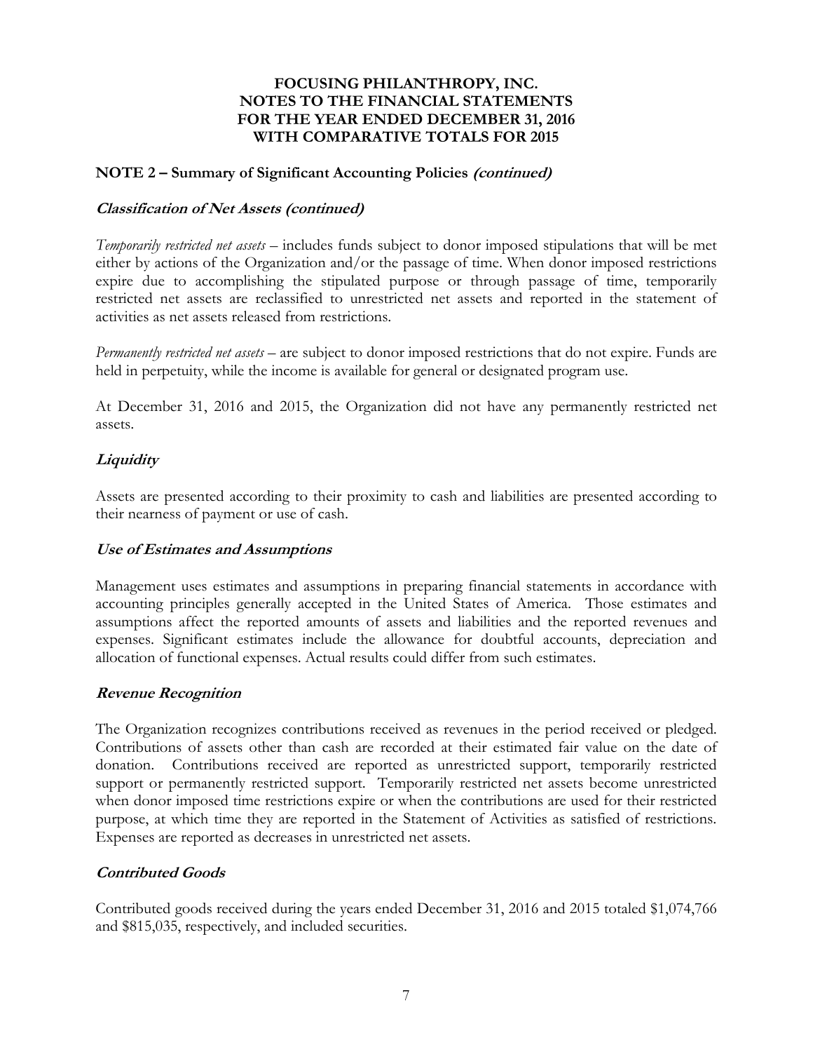# FOCUSING PHILANTHROPY, INC.
# NOTES TO THE FINANCIAL STATEMENTS
# FOR THE YEAR ENDED DECEMBER 31, 2016
# WITH COMPARATIVE TOTALS FOR 2015

## NOTE 2 – Summary of Significant Accounting Policies *(continued)*

### *Classification of Net Assets (continued)*

*Temporarily restricted net assets* – includes funds subject to donor imposed stipulations that will be met either by actions of the Organization and/or the passage of time. When donor imposed restrictions expire due to accomplishing the stipulated purpose or through passage of time, temporarily restricted net assets are reclassified to unrestricted net assets and reported in the statement of activities as net assets released from restrictions.

*Permanently restricted net assets* – are subject to donor imposed restrictions that do not expire. Funds are held in perpetuity, while the income is available for general or designated program use.

At December 31, 2016 and 2015, the Organization did not have any permanently restricted net assets.

### *Liquidity*

Assets are presented according to their proximity to cash and liabilities are presented according to their nearness of payment or use of cash.

### *Use of Estimates and Assumptions*

Management uses estimates and assumptions in preparing financial statements in accordance with accounting principles generally accepted in the United States of America. Those estimates and assumptions affect the reported amounts of assets and liabilities and the reported revenues and expenses. Significant estimates include the allowance for doubtful accounts, depreciation and allocation of functional expenses. Actual results could differ from such estimates.

### *Revenue Recognition*

The Organization recognizes contributions received as revenues in the period received or pledged. Contributions of assets other than cash are recorded at their estimated fair value on the date of donation. Contributions received are reported as unrestricted support, temporarily restricted support or permanently restricted support. Temporarily restricted net assets become unrestricted when donor imposed time restrictions expire or when the contributions are used for their restricted purpose, at which time they are reported in the Statement of Activities as satisfied of restrictions. Expenses are reported as decreases in unrestricted net assets.

### *Contributed Goods*

Contributed goods received during the years ended December 31, 2016 and 2015 totaled $1,074,766 and $815,035, respectively, and included securities.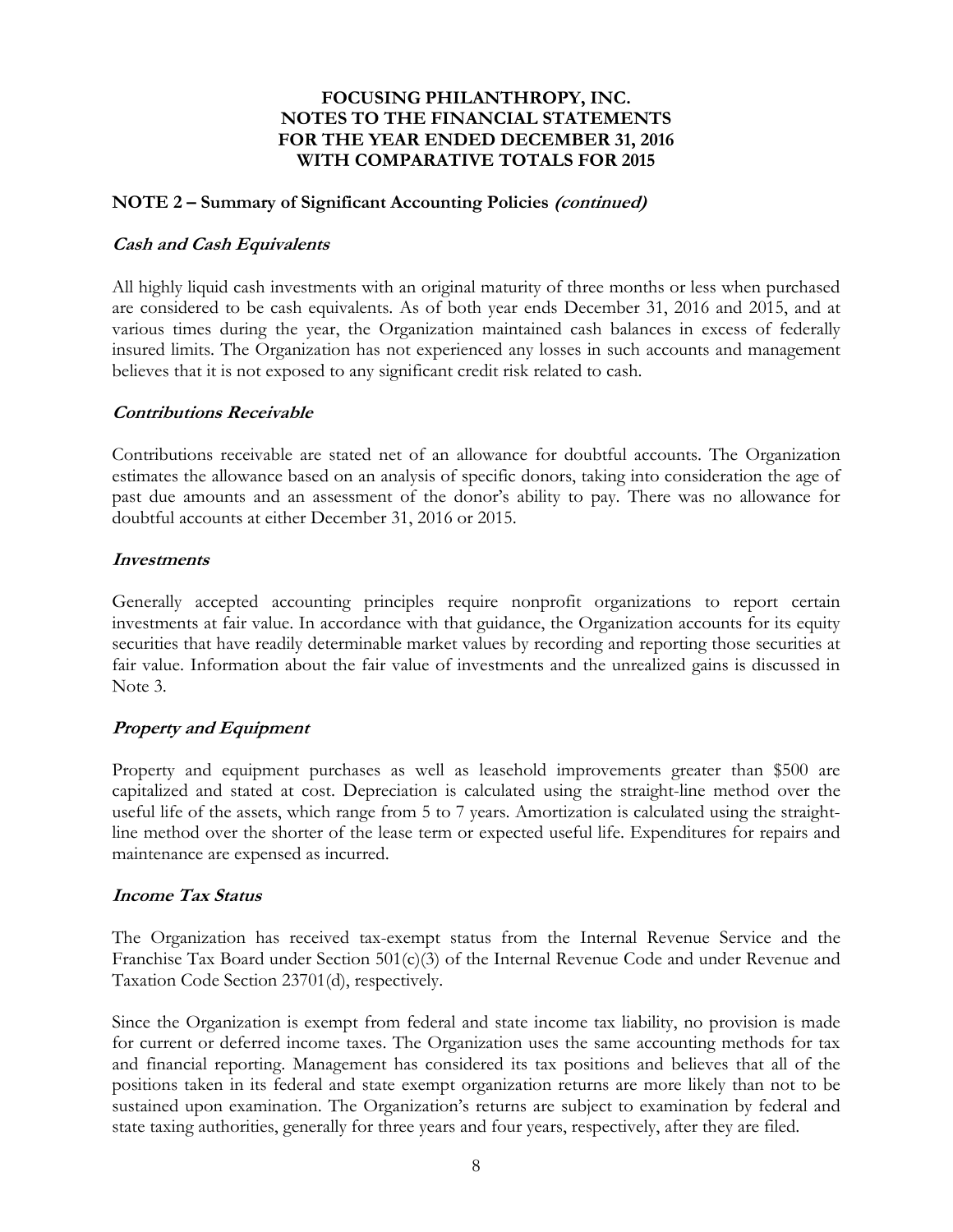# FOCUSING PHILANTHROPY, INC.
# NOTES TO THE FINANCIAL STATEMENTS
# FOR THE YEAR ENDED DECEMBER 31, 2016
# WITH COMPARATIVE TOTALS FOR 2015

## NOTE 2 – Summary of Significant Accounting Policies *(continued)*

### *Cash and Cash Equivalents*

All highly liquid cash investments with an original maturity of three months or less when purchased are considered to be cash equivalents. As of both year ends December 31, 2016 and 2015, and at various times during the year, the Organization maintained cash balances in excess of federally insured limits. The Organization has not experienced any losses in such accounts and management believes that it is not exposed to any significant credit risk related to cash.

### *Contributions Receivable*

Contributions receivable are stated net of an allowance for doubtful accounts. The Organization estimates the allowance based on an analysis of specific donors, taking into consideration the age of past due amounts and an assessment of the donor's ability to pay. There was no allowance for doubtful accounts at either December 31, 2016 or 2015.

### *Investments*

Generally accepted accounting principles require nonprofit organizations to report certain investments at fair value. In accordance with that guidance, the Organization accounts for its equity securities that have readily determinable market values by recording and reporting those securities at fair value. Information about the fair value of investments and the unrealized gains is discussed in Note 3.

### *Property and Equipment*

Property and equipment purchases as well as leasehold improvements greater than $500 are capitalized and stated at cost. Depreciation is calculated using the straight-line method over the useful life of the assets, which range from 5 to 7 years. Amortization is calculated using the straight-line method over the shorter of the lease term or expected useful life. Expenditures for repairs and maintenance are expensed as incurred.

### *Income Tax Status*

The Organization has received tax-exempt status from the Internal Revenue Service and the Franchise Tax Board under Section 501(c)(3) of the Internal Revenue Code and under Revenue and Taxation Code Section 23701(d), respectively.

Since the Organization is exempt from federal and state income tax liability, no provision is made for current or deferred income taxes. The Organization uses the same accounting methods for tax and financial reporting. Management has considered its tax positions and believes that all of the positions taken in its federal and state exempt organization returns are more likely than not to be sustained upon examination. The Organization's returns are subject to examination by federal and state taxing authorities, generally for three years and four years, respectively, after they are filed.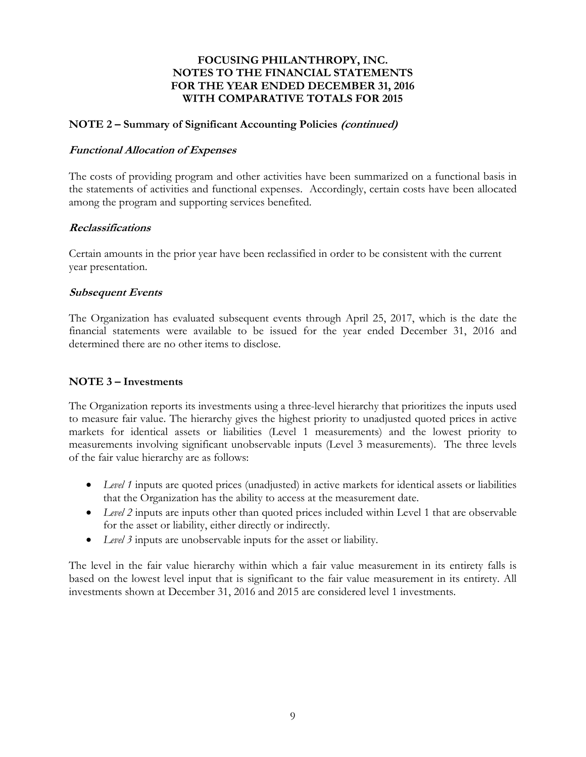# FOCUSING PHILANTHROPY, INC.
# NOTES TO THE FINANCIAL STATEMENTS
# FOR THE YEAR ENDED DECEMBER 31, 2016
# WITH COMPARATIVE TOTALS FOR 2015

## NOTE 2 – Summary of Significant Accounting Policies *(continued)*

### *Functional Allocation of Expenses*

The costs of providing program and other activities have been summarized on a functional basis in the statements of activities and functional expenses. Accordingly, certain costs have been allocated among the program and supporting services benefited.

### *Reclassifications*

Certain amounts in the prior year have been reclassified in order to be consistent with the current year presentation.

### *Subsequent Events*

The Organization has evaluated subsequent events through April 25, 2017, which is the date the financial statements were available to be issued for the year ended December 31, 2016 and determined there are no other items to disclose.

## NOTE 3 – Investments

The Organization reports its investments using a three-level hierarchy that prioritizes the inputs used to measure fair value. The hierarchy gives the highest priority to unadjusted quoted prices in active markets for identical assets or liabilities (Level 1 measurements) and the lowest priority to measurements involving significant unobservable inputs (Level 3 measurements). The three levels of the fair value hierarchy are as follows:

- *Level 1* inputs are quoted prices (unadjusted) in active markets for identical assets or liabilities that the Organization has the ability to access at the measurement date.
- *Level 2* inputs are inputs other than quoted prices included within Level 1 that are observable for the asset or liability, either directly or indirectly.
- *Level 3* inputs are unobservable inputs for the asset or liability.

The level in the fair value hierarchy within which a fair value measurement in its entirety falls is based on the lowest level input that is significant to the fair value measurement in its entirety. All investments shown at December 31, 2016 and 2015 are considered level 1 investments.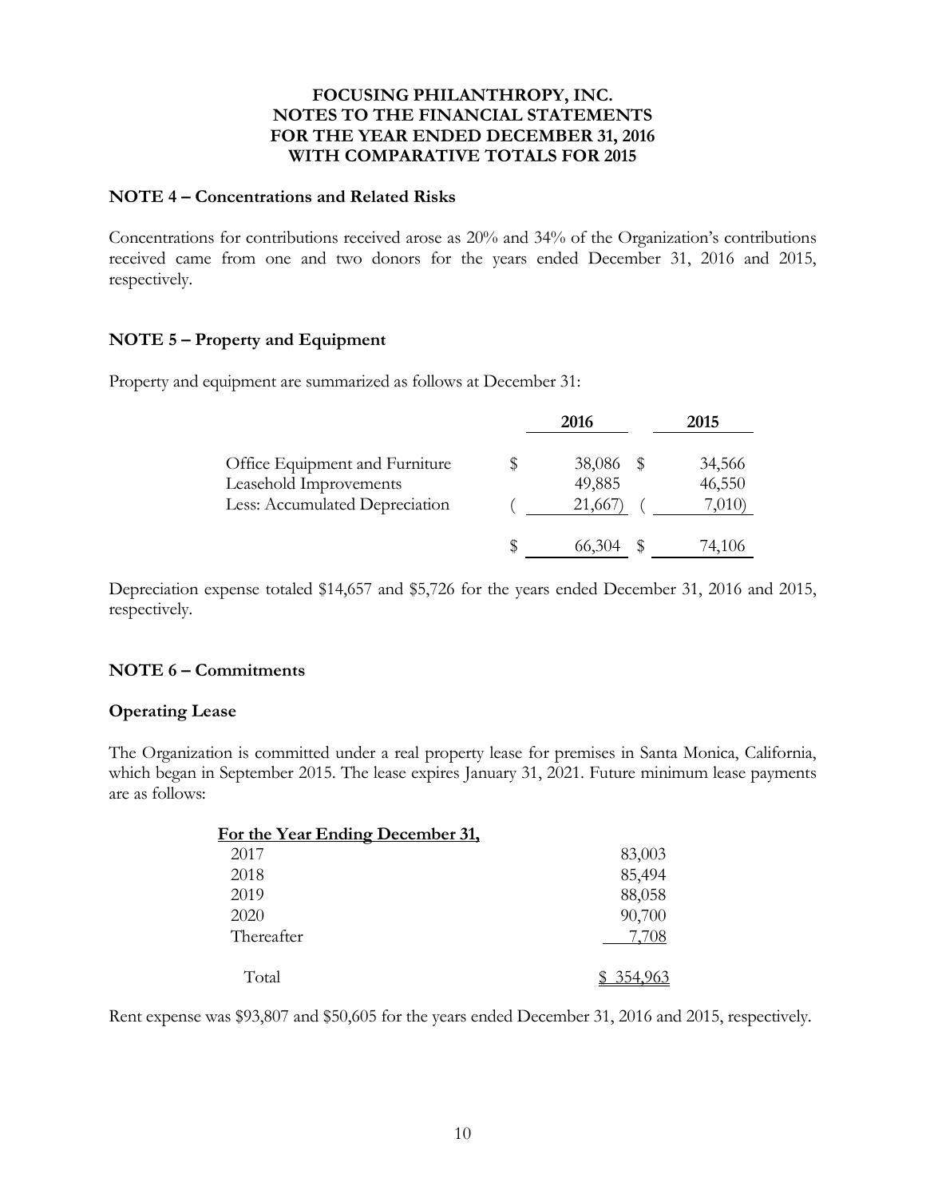**FOCUSING PHILANTHROPY, INC.**
**NOTES TO THE FINANCIAL STATEMENTS**
**FOR THE YEAR ENDED DECEMBER 31, 2016**
**WITH COMPARATIVE TOTALS FOR 2015**

### NOTE 4 – Concentrations and Related Risks

Concentrations for contributions received arose as 20% and 34% of the Organization's contributions received came from one and two donors for the years ended December 31, 2016 and 2015, respectively.

### NOTE 5 – Property and Equipment

Property and equipment are summarized as follows at December 31:

| | 2016 | 2015 |
|---|---|---|
| Office Equipment and Furniture | $ 38,086 | $ 34,566 |
| Leasehold Improvements | 49,885 | 46,550 |
| Less: Accumulated Depreciation | ( 21,667) | ( 7,010) |
| | $ 66,304 | $ 74,106 |

Depreciation expense totaled $14,657 and $5,726 for the years ended December 31, 2016 and 2015, respectively.

### NOTE 6 – Commitments

**Operating Lease**

The Organization is committed under a real property lease for premises in Santa Monica, California, which began in September 2015. The lease expires January 31, 2021. Future minimum lease payments are as follows:

| For the Year Ending December 31, | |
|---|---|
| 2017 | 83,003 |
| 2018 | 85,494 |
| 2019 | 88,058 |
| 2020 | 90,700 |
| Thereafter | 7,708 |
| Total | $ 354,963 |

Rent expense was $93,807 and $50,605 for the years ended December 31, 2016 and 2015, respectively.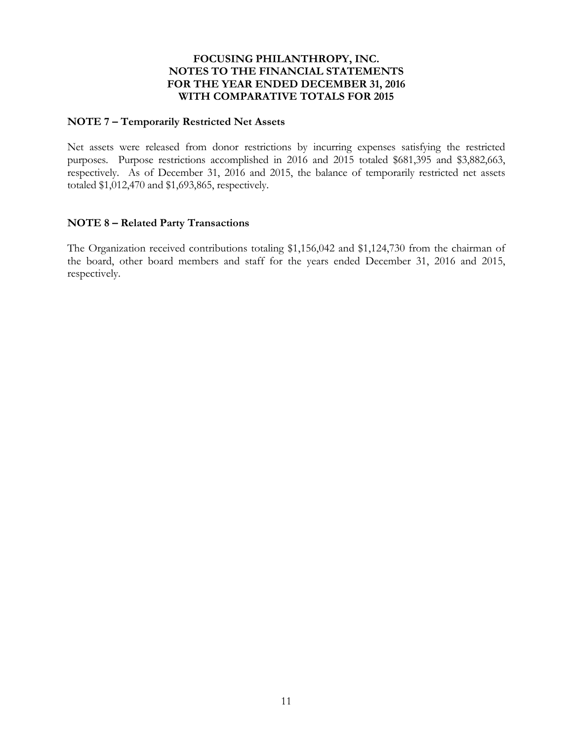# FOCUSING PHILANTHROPY, INC.
# NOTES TO THE FINANCIAL STATEMENTS
# FOR THE YEAR ENDED DECEMBER 31, 2016
# WITH COMPARATIVE TOTALS FOR 2015

## NOTE 7 – Temporarily Restricted Net Assets

Net assets were released from donor restrictions by incurring expenses satisfying the restricted purposes. Purpose restrictions accomplished in 2016 and 2015 totaled $681,395 and $3,882,663, respectively. As of December 31, 2016 and 2015, the balance of temporarily restricted net assets totaled $1,012,470 and $1,693,865, respectively.

## NOTE 8 – Related Party Transactions

The Organization received contributions totaling $1,156,042 and $1,124,730 from the chairman of the board, other board members and staff for the years ended December 31, 2016 and 2015, respectively.